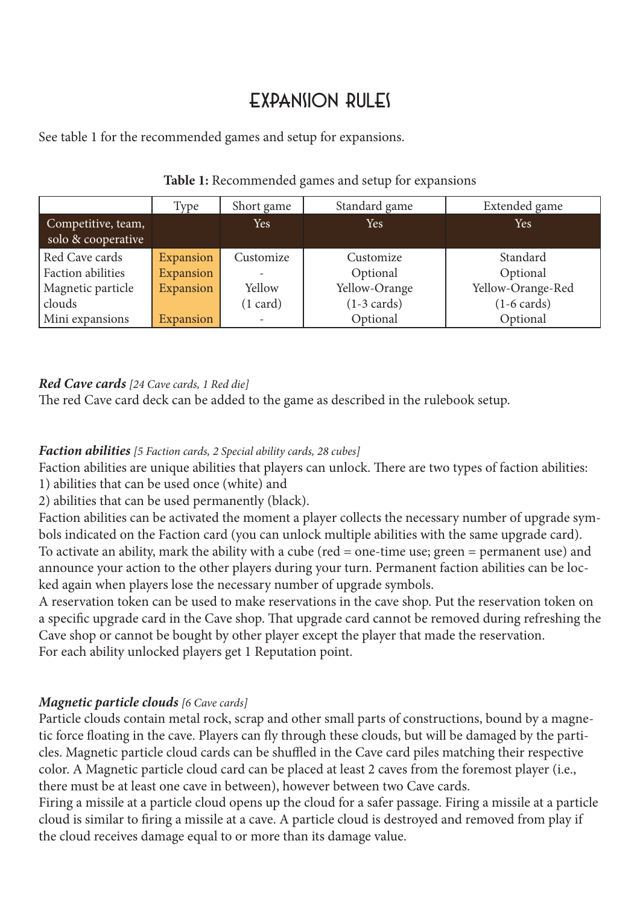# EXPANSION RULES

See table 1 for the recommended games and setup for expansions.

**Table 1:** Recommended games and setup for expansions

| | Type | Short game | Standard game | Extended game |
|---|---|---|---|---|
| Competitive, team, solo & cooperative | | Yes | Yes | Yes |
| Red Cave cards | Expansion | Customize | Customize | Standard |
| Faction abilities | Expansion | - | Optional | Optional |
| Magnetic particle clouds | Expansion | Yellow (1 card) | Yellow-Orange (1-3 cards) | Yellow-Orange-Red (1-6 cards) |
| Mini expansions | Expansion | - | Optional | Optional |

***Red Cave cards*** *[24 Cave cards, 1 Red die]*
The red Cave card deck can be added to the game as described in the rulebook setup.

***Faction abilities*** *[5 Faction cards, 2 Special ability cards, 28 cubes]*
Faction abilities are unique abilities that players can unlock. There are two types of faction abilities:
1) abilities that can be used once (white) and
2) abilities that can be used permanently (black).
Faction abilities can be activated the moment a player collects the necessary number of upgrade symbols indicated on the Faction card (you can unlock multiple abilities with the same upgrade card). To activate an ability, mark the ability with a cube (red = one-time use; green = permanent use) and announce your action to the other players during your turn. Permanent faction abilities can be locked again when players lose the necessary number of upgrade symbols.
A reservation token can be used to make reservations in the cave shop. Put the reservation token on a specific upgrade card in the Cave shop. That upgrade card cannot be removed during refreshing the Cave shop or cannot be bought by other player except the player that made the reservation.
For each ability unlocked players get 1 Reputation point.

***Magnetic particle clouds*** *[6 Cave cards]*
Particle clouds contain metal rock, scrap and other small parts of constructions, bound by a magnetic force floating in the cave. Players can fly through these clouds, but will be damaged by the particles. Magnetic particle cloud cards can be shuffled in the Cave card piles matching their respective color. A Magnetic particle cloud card can be placed at least 2 caves from the foremost player (i.e., there must be at least one cave in between), however between two Cave cards.
Firing a missile at a particle cloud opens up the cloud for a safer passage. Firing a missile at a particle cloud is similar to firing a missile at a cave. A particle cloud is destroyed and removed from play if the cloud receives damage equal to or more than its damage value.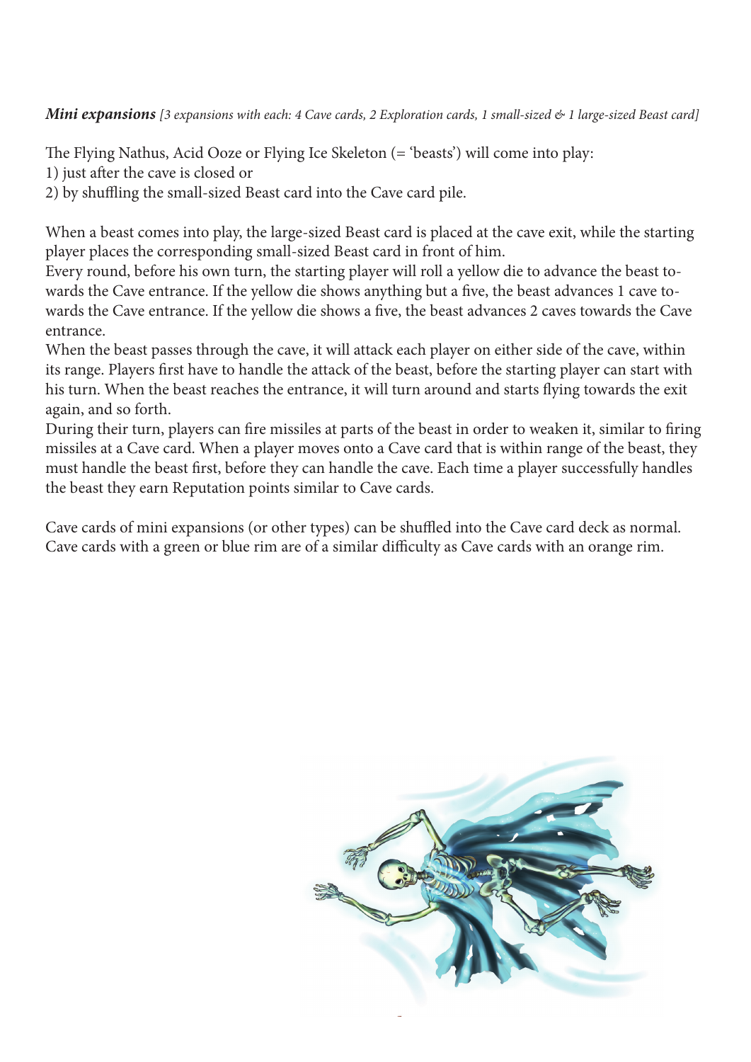***Mini expansions*** *[3 expansions with each: 4 Cave cards, 2 Exploration cards, 1 small-sized & 1 large-sized Beast card]*

The Flying Nathus, Acid Ooze or Flying Ice Skeleton (= 'beasts') will come into play:
1) just after the cave is closed or
2) by shuffling the small-sized Beast card into the Cave card pile.

When a beast comes into play, the large-sized Beast card is placed at the cave exit, while the starting player places the corresponding small-sized Beast card in front of him.
Every round, before his own turn, the starting player will roll a yellow die to advance the beast towards the Cave entrance. If the yellow die shows anything but a five, the beast advances 1 cave towards the Cave entrance. If the yellow die shows a five, the beast advances 2 caves towards the Cave entrance.
When the beast passes through the cave, it will attack each player on either side of the cave, within its range. Players first have to handle the attack of the beast, before the starting player can start with his turn. When the beast reaches the entrance, it will turn around and starts flying towards the exit again, and so forth.
During their turn, players can fire missiles at parts of the beast in order to weaken it, similar to firing missiles at a Cave card. When a player moves onto a Cave card that is within range of the beast, they must handle the beast first, before they can handle the cave. Each time a player successfully handles the beast they earn Reputation points similar to Cave cards.

Cave cards of mini expansions (or other types) can be shuffled into the Cave card deck as normal. Cave cards with a green or blue rim are of a similar difficulty as Cave cards with an orange rim.